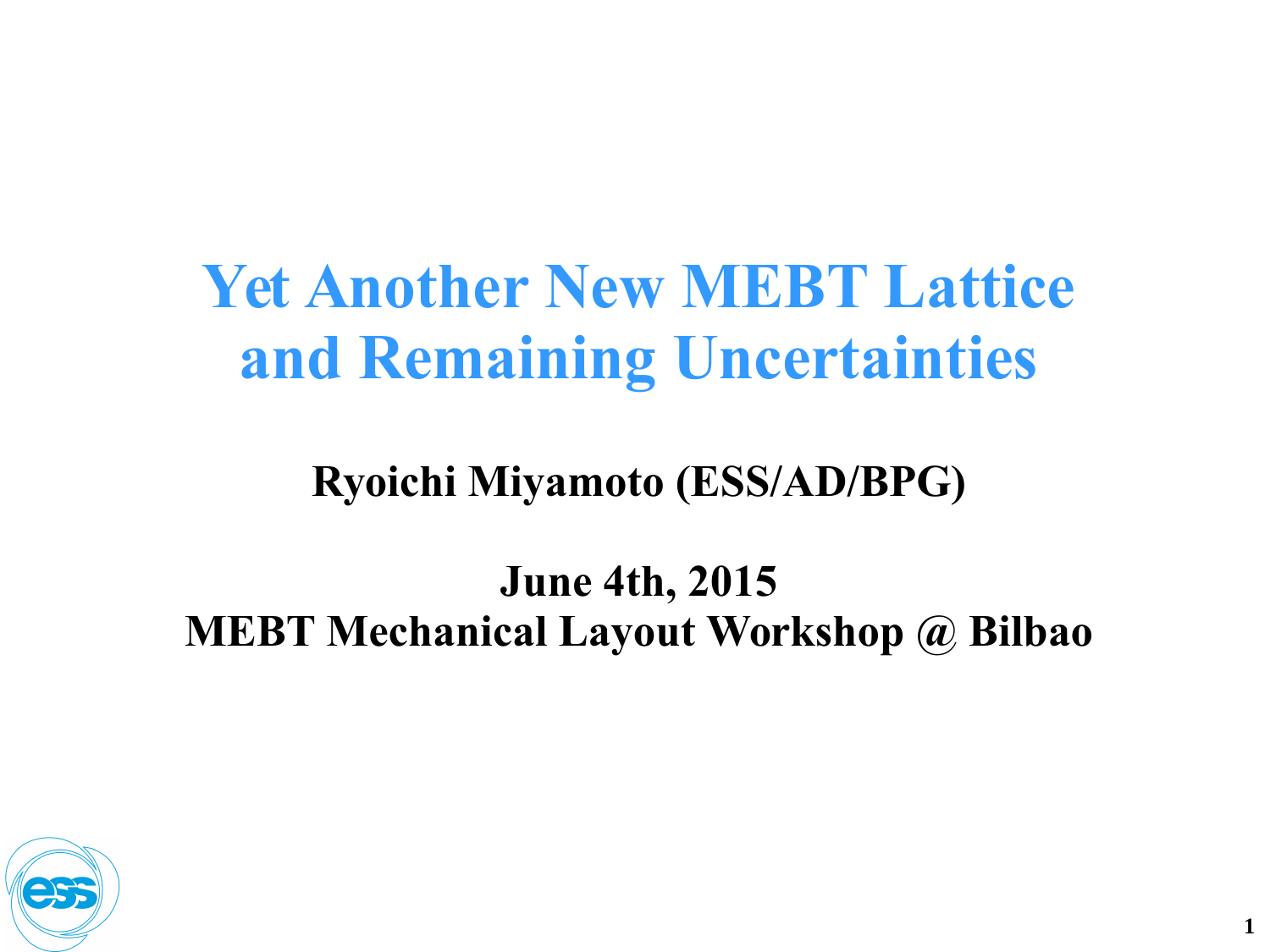# Yet Another New MEBT Lattice and Remaining Uncertainties

**Ryoichi Miyamoto (ESS/AD/BPG)**

**June 4th, 2015**
**MEBT Mechanical Layout Workshop @ Bilbao**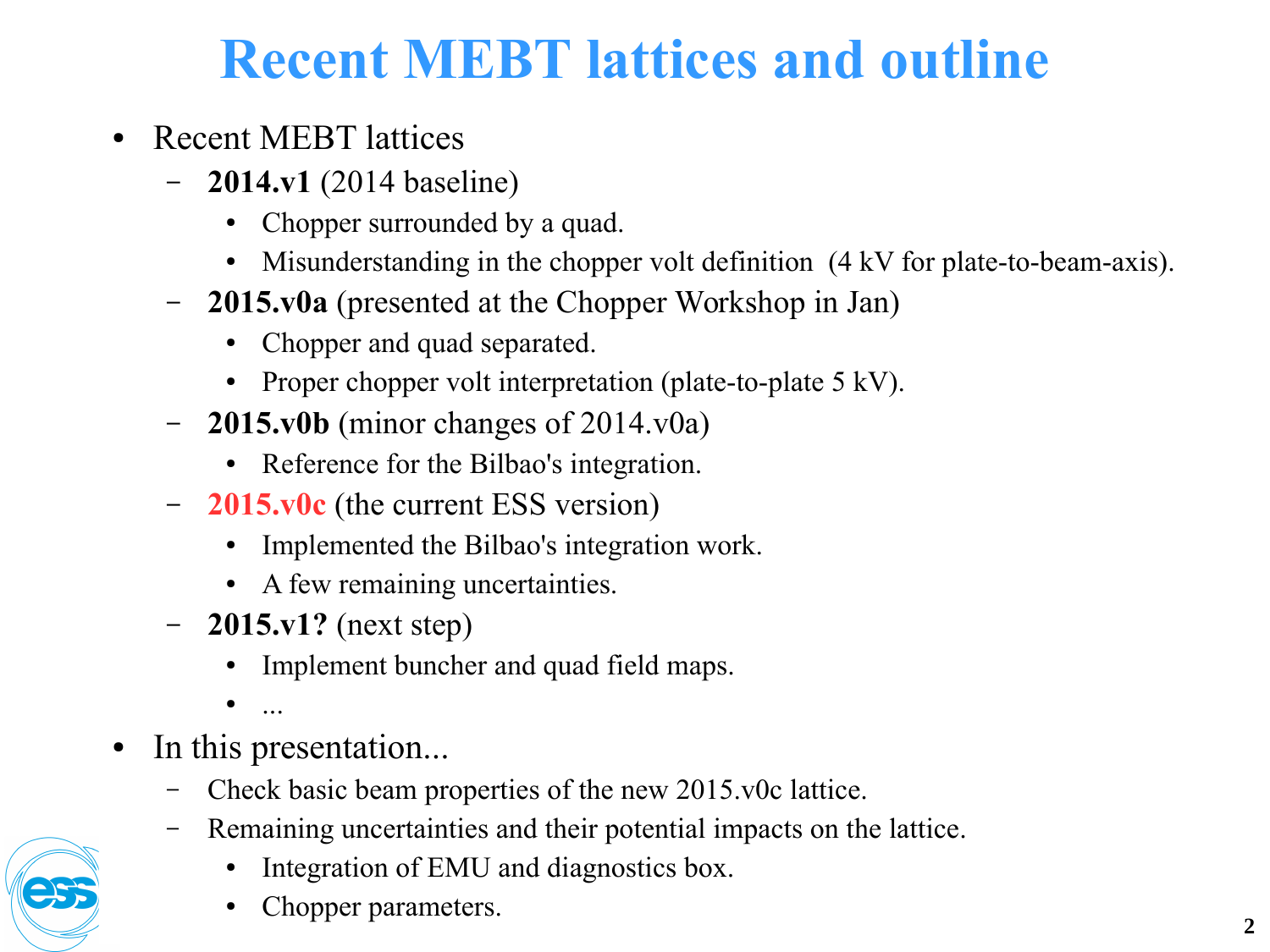# Recent MEBT lattices and outline

- Recent MEBT lattices
  - **2014.v1** (2014 baseline)
    - Chopper surrounded by a quad.
    - Misunderstanding in the chopper volt definition (4 kV for plate-to-beam-axis).
  - **2015.v0a** (presented at the Chopper Workshop in Jan)
    - Chopper and quad separated.
    - Proper chopper volt interpretation (plate-to-plate 5 kV).
  - **2015.v0b** (minor changes of 2014.v0a)
    - Reference for the Bilbao's integration.
  - **2015.v0c** (the current ESS version)
    - Implemented the Bilbao's integration work.
    - A few remaining uncertainties.
  - **2015.v1?** (next step)
    - Implement buncher and quad field maps.
    - ...
- In this presentation...
  - Check basic beam properties of the new 2015.v0c lattice.
  - Remaining uncertainties and their potential impacts on the lattice.
    - Integration of EMU and diagnostics box.
    - Chopper parameters.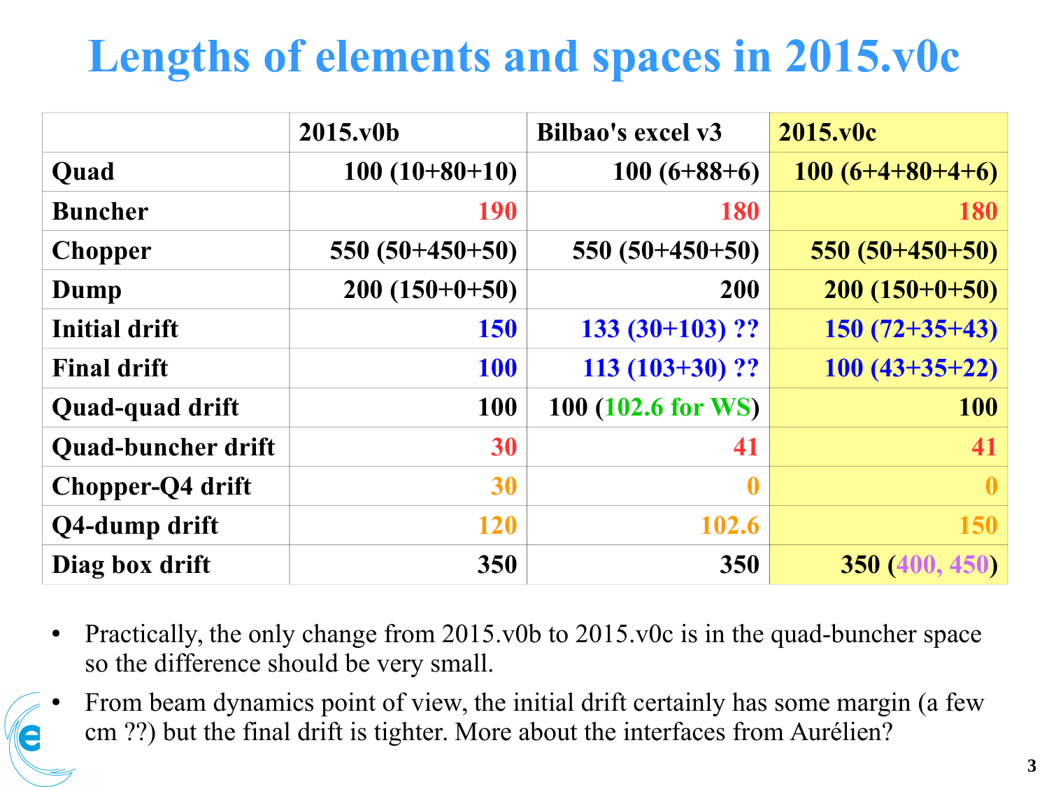# Lengths of elements and spaces in 2015.v0c

| | 2015.v0b | Bilbao's excel v3 | 2015.v0c |
|---|---|---|---|
| Quad | 100 (10+80+10) | 100 (6+88+6) | 100 (6+4+80+4+6) |
| Buncher | 190 | 180 | 180 |
| Chopper | 550 (50+450+50) | 550 (50+450+50) | 550 (50+450+50) |
| Dump | 200 (150+0+50) | 200 | 200 (150+0+50) |
| Initial drift | 150 | 133 (30+103) ?? | 150 (72+35+43) |
| Final drift | 100 | 113 (103+30) ?? | 100 (43+35+22) |
| Quad-quad drift | 100 | 100 (102.6 for WS) | 100 |
| Quad-buncher drift | 30 | 41 | 41 |
| Chopper-Q4 drift | 30 | 0 | 0 |
| Q4-dump drift | 120 | 102.6 | 150 |
| Diag box drift | 350 | 350 | 350 (400, 450) |

- Practically, the only change from 2015.v0b to 2015.v0c is in the quad-buncher space so the difference should be very small.
- From beam dynamics point of view, the initial drift certainly has some margin (a few cm ??) but the final drift is tighter. More about the interfaces from Aurélien?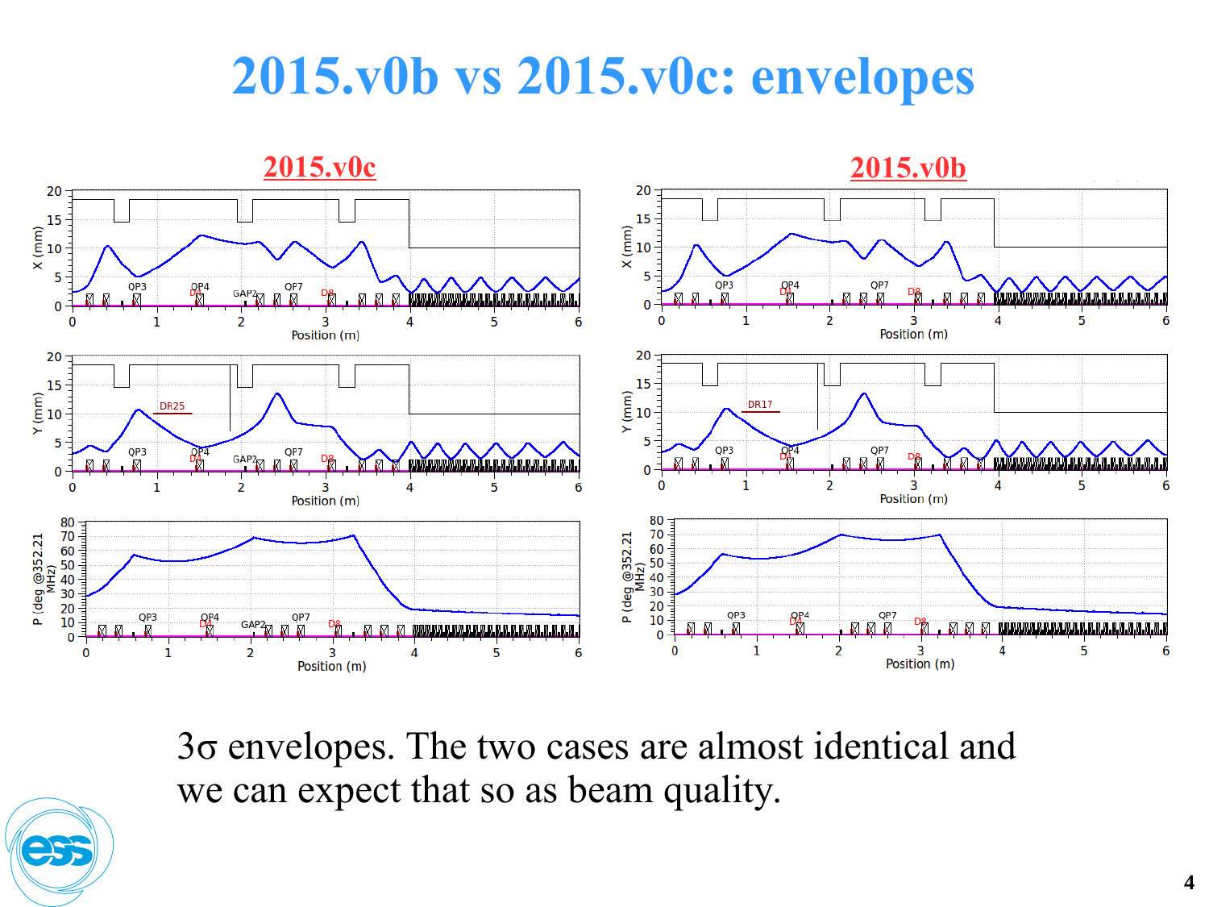# 2015.v0b vs 2015.v0c: envelopes

**2015.v0c** | **2015.v0b**

3σ envelopes. The two cases are almost identical and we can expect that so as beam quality.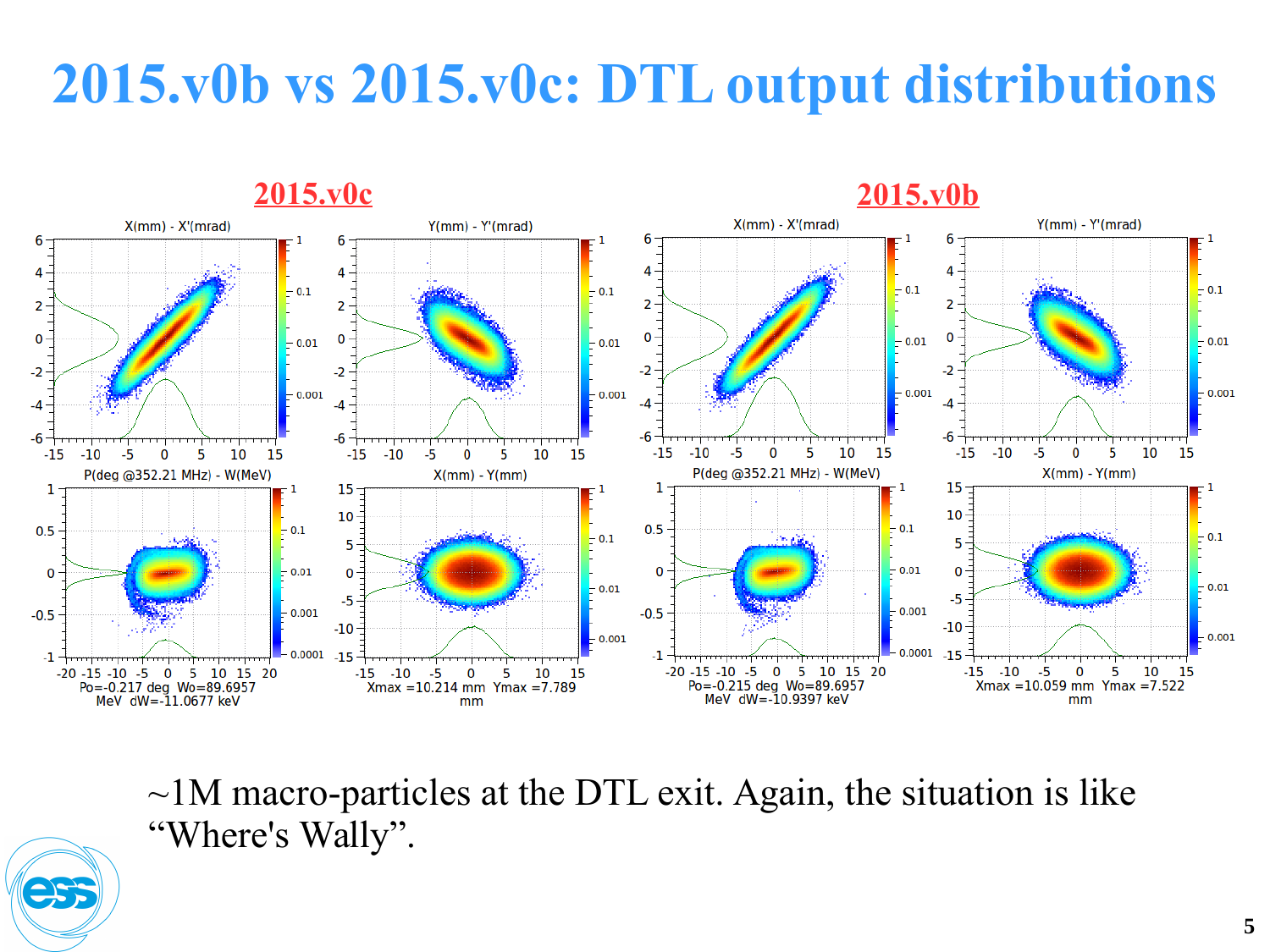# 2015.v0b vs 2015.v0c: DTL output distributions

**2015.v0c**

X(mm) - X'(mrad)

Y(mm) - Y'(mrad)

P(deg @352.21 MHz) - W(MeV)

Po=-0.217 deg Wo=89.6957 MeV dW=-11.0677 keV

X(mm) - Y(mm)

Xmax =10.214 mm Ymax =7.789 mm

**2015.v0b**

X(mm) - X'(mrad)

Y(mm) - Y'(mrad)

P(deg @352.21 MHz) - W(MeV)

Po=-0.215 deg Wo=89.6957 MeV dW=-10.9397 keV

X(mm) - Y(mm)

Xmax =10.059 mm Ymax =7.522 mm

~1M macro-particles at the DTL exit. Again, the situation is like "Where's Wally".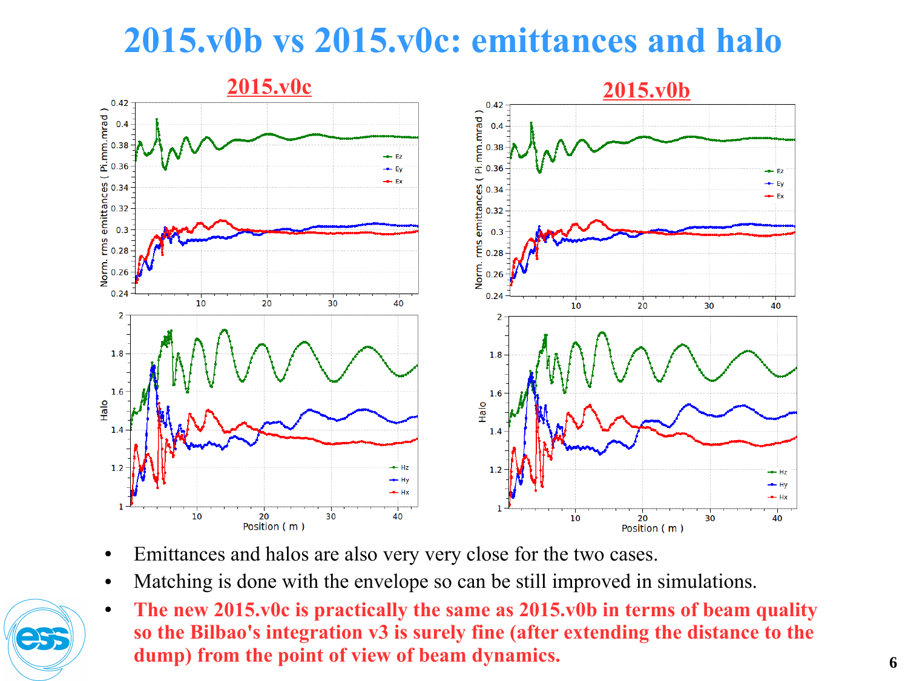# 2015.v0b vs 2015.v0c: emittances and halo

**2015.v0c**

**2015.v0b**

- Emittances and halos are also very very close for the two cases.
- Matching is done with the envelope so can be still improved in simulations.
- **The new 2015.v0c is practically the same as 2015.v0b in terms of beam quality so the Bilbao's integration v3 is surely fine (after extending the distance to the dump) from the point of view of beam dynamics.**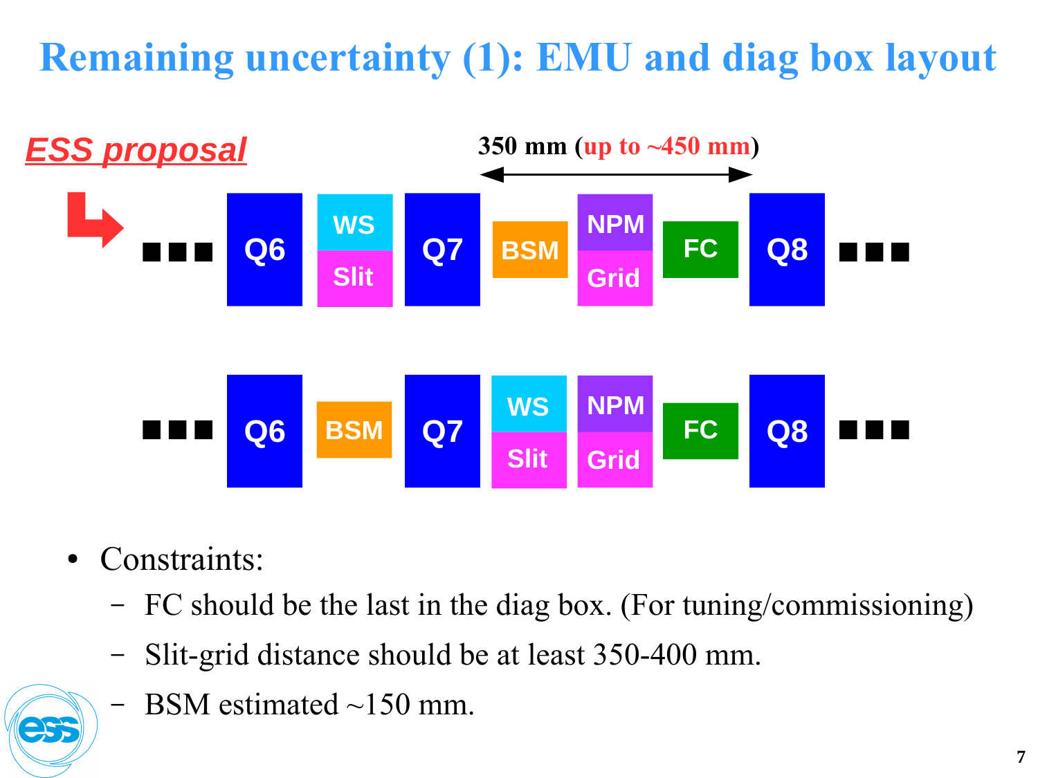# Remaining uncertainty (1): EMU and diag box layout

***ESS proposal***

350 mm (up to ~450 mm)

■■■ Q6 | WS / Slit | Q7 | BSM | NPM / Grid | FC | Q8 ■■■

■■■ Q6 | BSM | Q7 | WS / Slit | NPM / Grid | FC | Q8 ■■■

- Constraints:
  - FC should be the last in the diag box. (For tuning/commissioning)
  - Slit-grid distance should be at least 350-400 mm.
  - BSM estimated ~150 mm.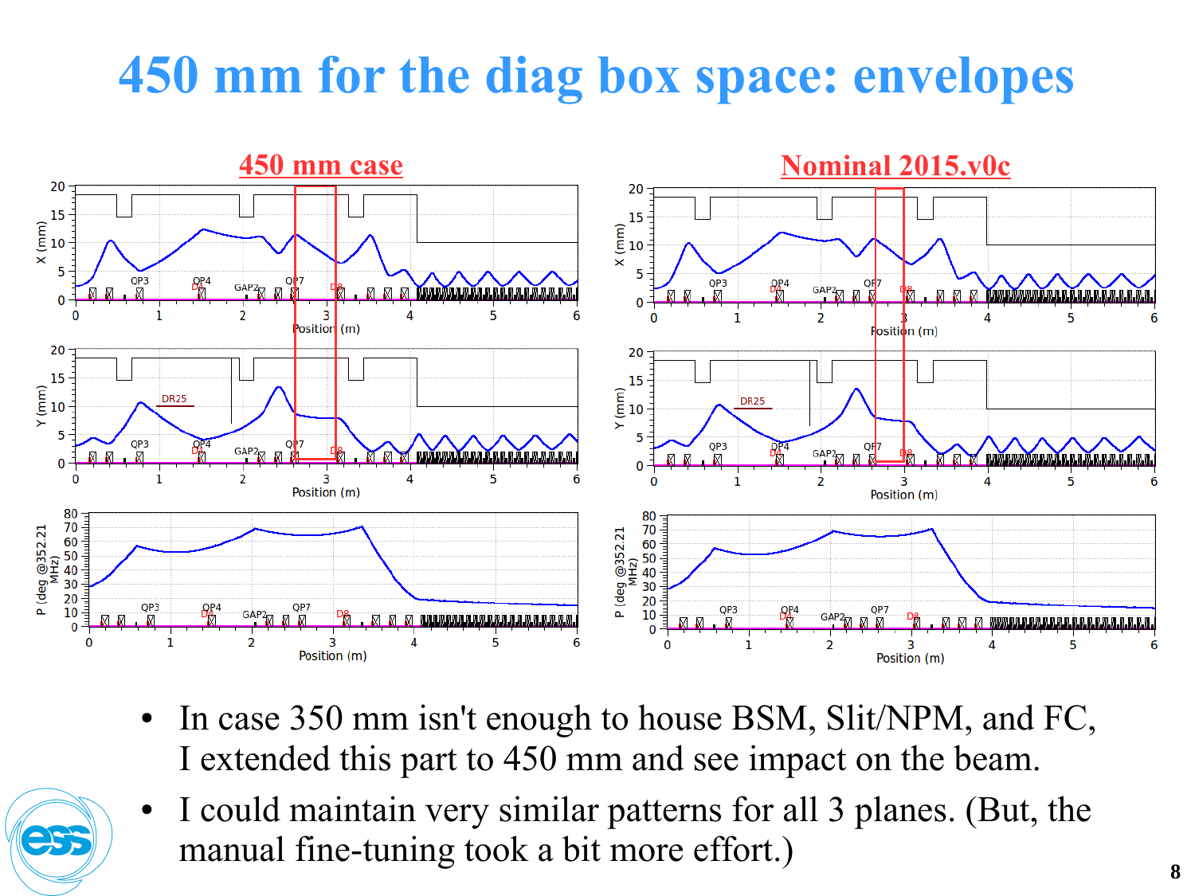# 450 mm for the diag box space: envelopes

**450 mm case** | **Nominal 2015.v0c**

- In case 350 mm isn't enough to house BSM, Slit/NPM, and FC, I extended this part to 450 mm and see impact on the beam.
- I could maintain very similar patterns for all 3 planes. (But, the manual fine-tuning took a bit more effort.)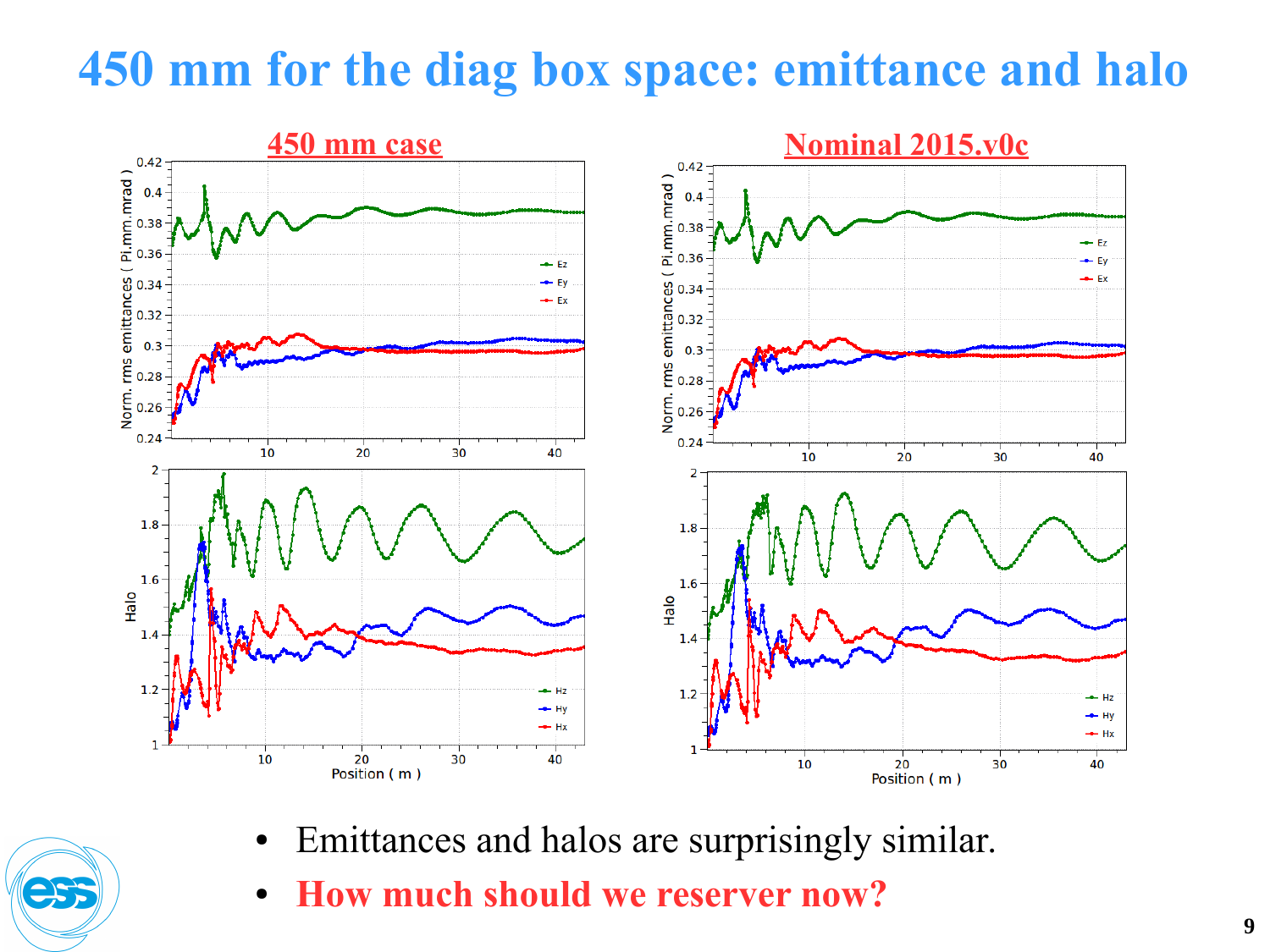# 450 mm for the diag box space: emittance and halo

**450 mm case**

**Nominal 2015.v0c**

- Emittances and halos are surprisingly similar.
- **How much should we reserver now?**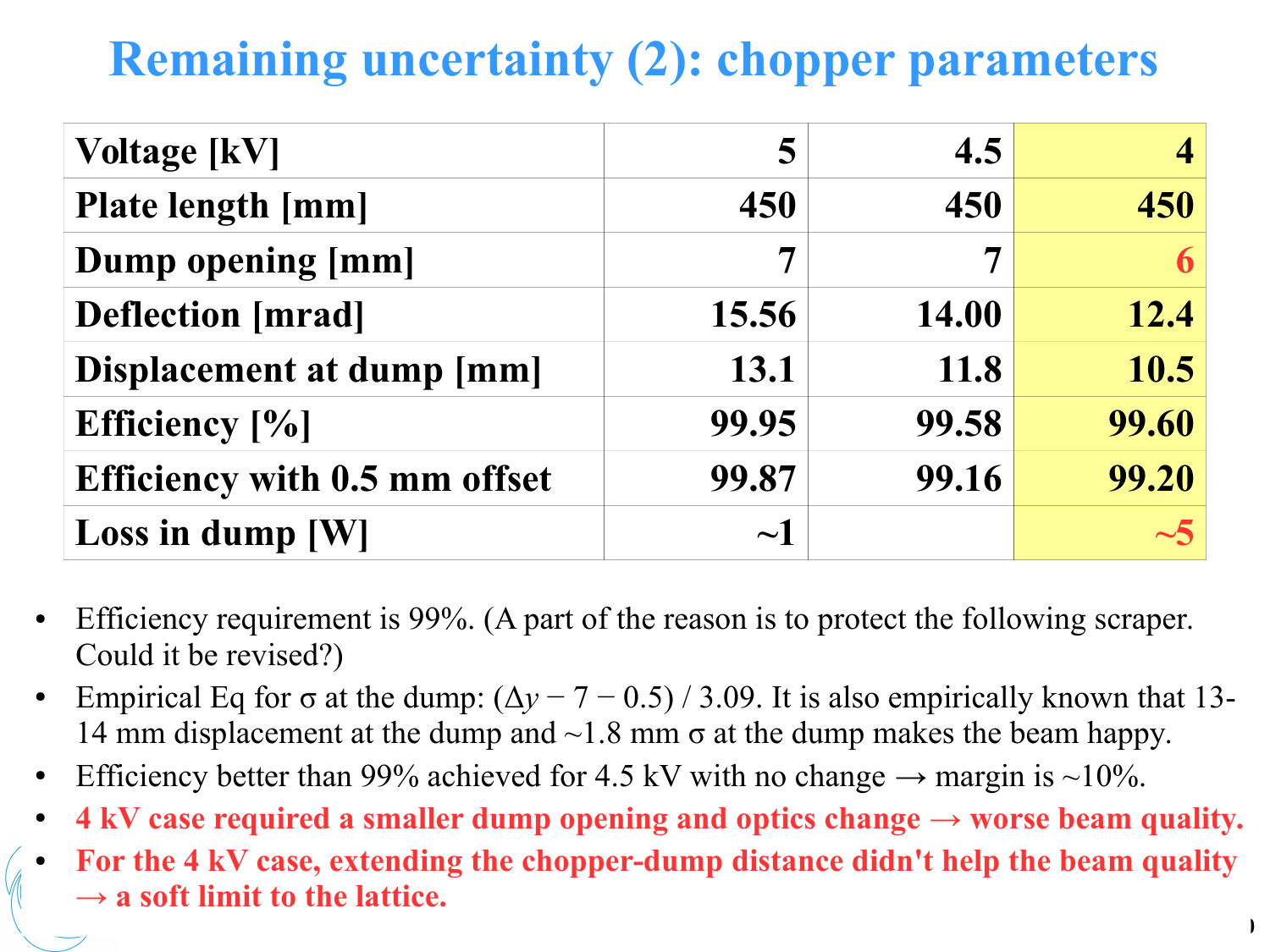# Remaining uncertainty (2): chopper parameters

| Voltage [kV] | 5 | 4.5 | 4 |
|---|---|---|---|
| Plate length [mm] | 450 | 450 | 450 |
| Dump opening [mm] | 7 | 7 | 6 |
| Deflection [mrad] | 15.56 | 14.00 | 12.4 |
| Displacement at dump [mm] | 13.1 | 11.8 | 10.5 |
| Efficiency [%] | 99.95 | 99.58 | 99.60 |
| Efficiency with 0.5 mm offset | 99.87 | 99.16 | 99.20 |
| Loss in dump [W] | ~1 | | ~5 |

- Efficiency requirement is 99%. (A part of the reason is to protect the following scraper. Could it be revised?)
- Empirical Eq for σ at the dump: $(\Delta y - 7 - 0.5) / 3.09$. It is also empirically known that 13-14 mm displacement at the dump and ~1.8 mm σ at the dump makes the beam happy.
- Efficiency better than 99% achieved for 4.5 kV with no change → margin is ~10%.
- **4 kV case required a smaller dump opening and optics change → worse beam quality.**
- **For the 4 kV case, extending the chopper-dump distance didn't help the beam quality → a soft limit to the lattice.**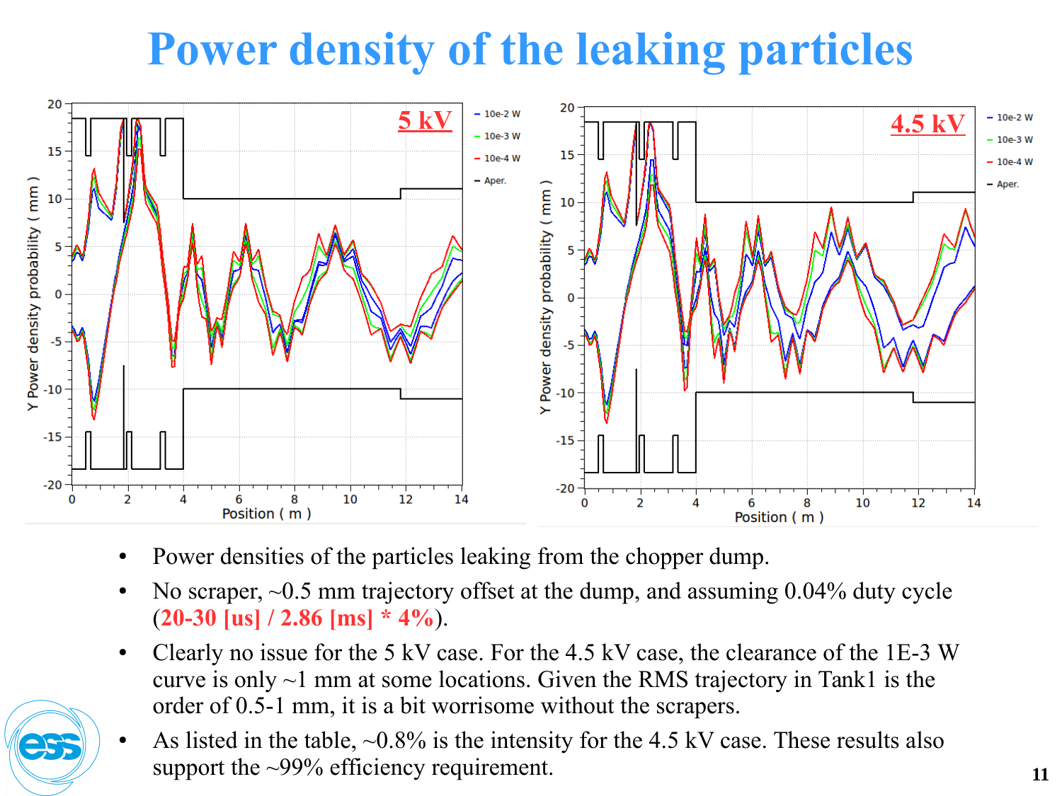# Power density of the leaking particles

- Power densities of the particles leaking from the chopper dump.
- No scraper, ~0.5 mm trajectory offset at the dump, and assuming 0.04% duty cycle (**20-30 [us] / 2.86 [ms] * 4%**).
- Clearly no issue for the 5 kV case. For the 4.5 kV case, the clearance of the 1E-3 W curve is only ~1 mm at some locations. Given the RMS trajectory in Tank1 is the order of 0.5-1 mm, it is a bit worrisome without the scrapers.
- As listed in the table, ~0.8% is the intensity for the 4.5 kV case. These results also support the ~99% efficiency requirement.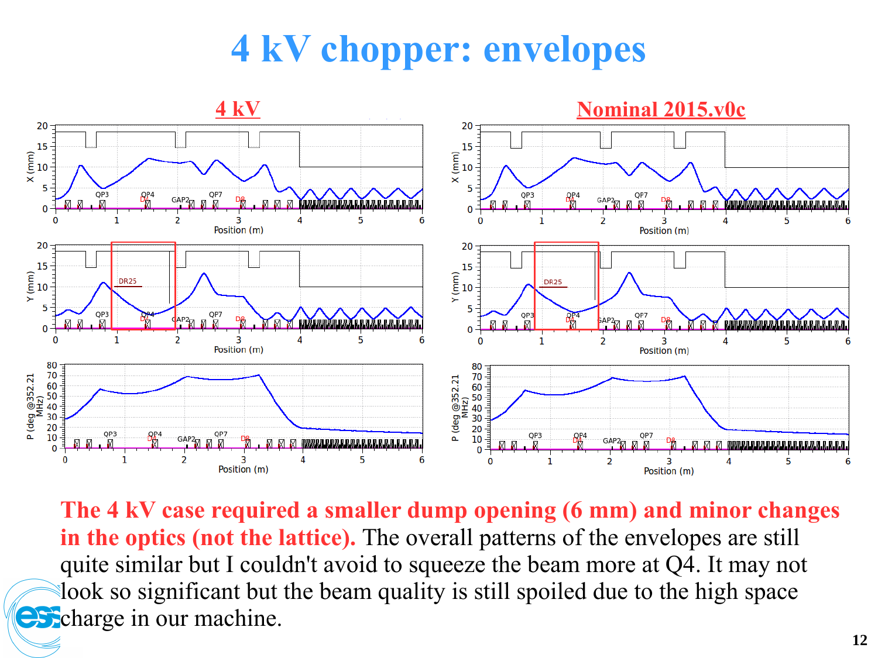# 4 kV chopper: envelopes

**4 kV** | **Nominal 2015.v0c**

**The 4 kV case required a smaller dump opening (6 mm) and minor changes in the optics (not the lattice).** The overall patterns of the envelopes are still quite similar but I couldn't avoid to squeeze the beam more at Q4. It may not look so significant but the beam quality is still spoiled due to the high space charge in our machine.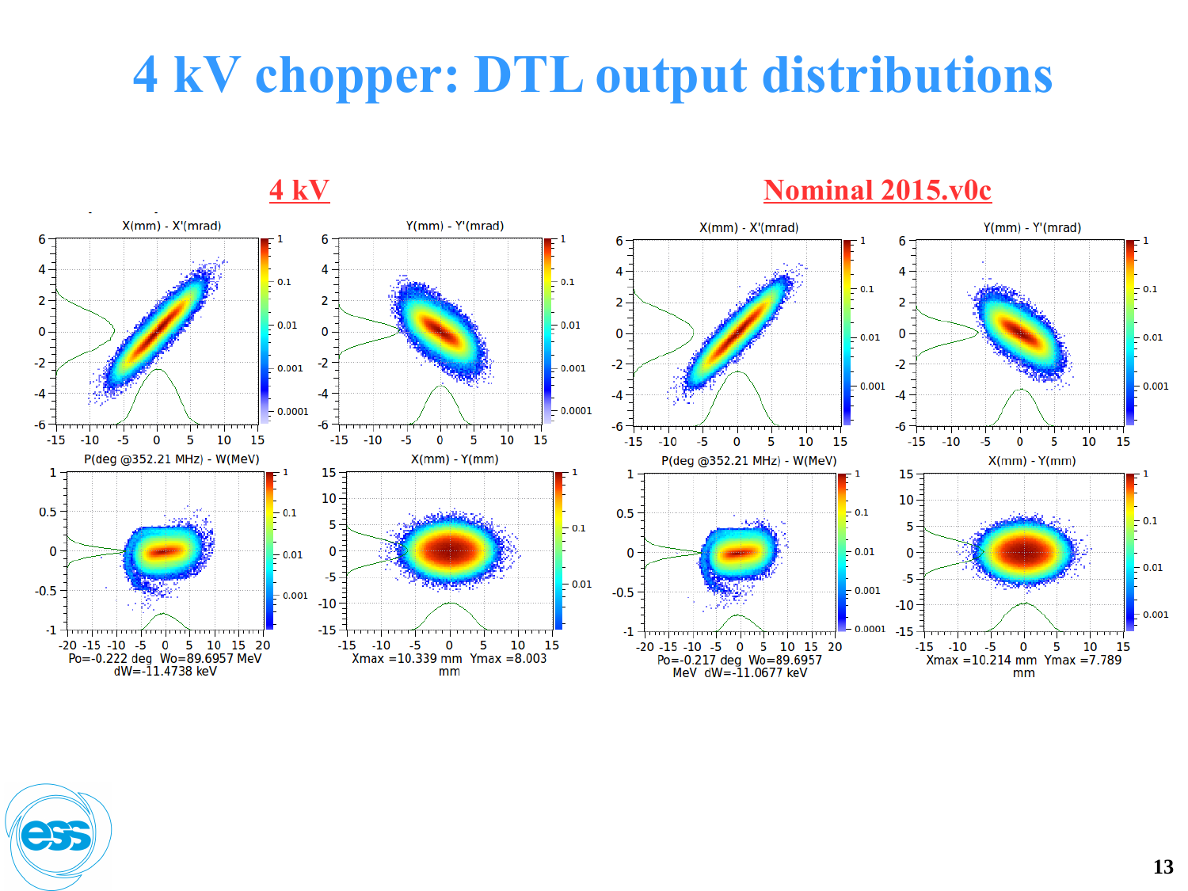# 4 kV chopper: DTL output distributions

## 4 kV

X(mm) - X'(mrad)

Y(mm) - Y'(mrad)

P(deg @352.21 MHz) - W(MeV)

Po=-0.222 deg Wo=89.6957 MeV dW=-11.4738 keV

X(mm) - Y(mm)

Xmax =10.339 mm Ymax =8.003 mm

## Nominal 2015.v0c

X(mm) - X'(mrad)

Y(mm) - Y'(mrad)

P(deg @352.21 MHz) - W(MeV)

Po=-0.217 deg Wo=89.6957 MeV dW=-11.0677 keV

X(mm) - Y(mm)

Xmax =10.214 mm Ymax =7.789 mm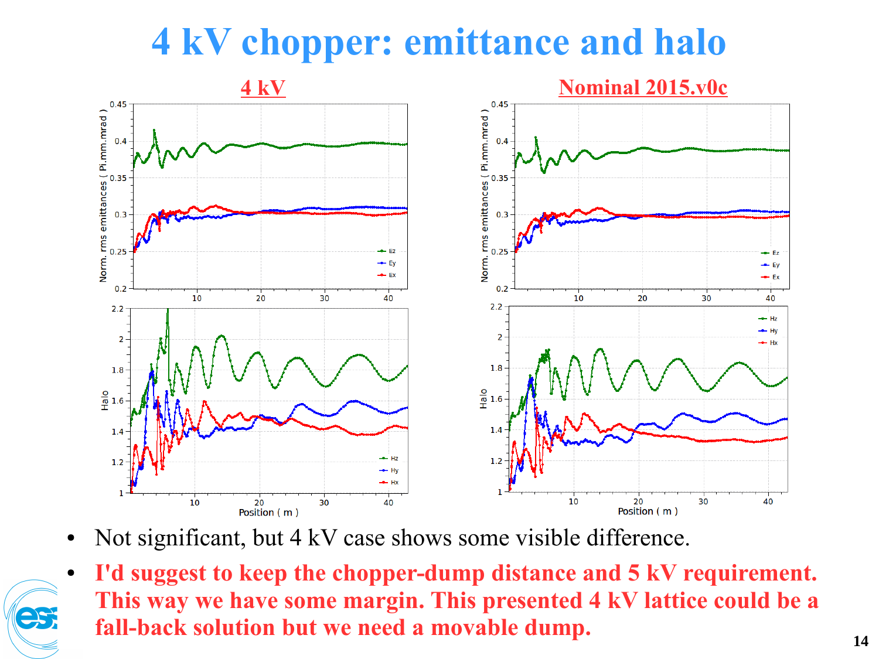# 4 kV chopper: emittance and halo

**4 kV** | **Nominal 2015.v0c**

- Not significant, but 4 kV case shows some visible difference.
- **I'd suggest to keep the chopper-dump distance and 5 kV requirement. This way we have some margin. This presented 4 kV lattice could be a fall-back solution but we need a movable dump.**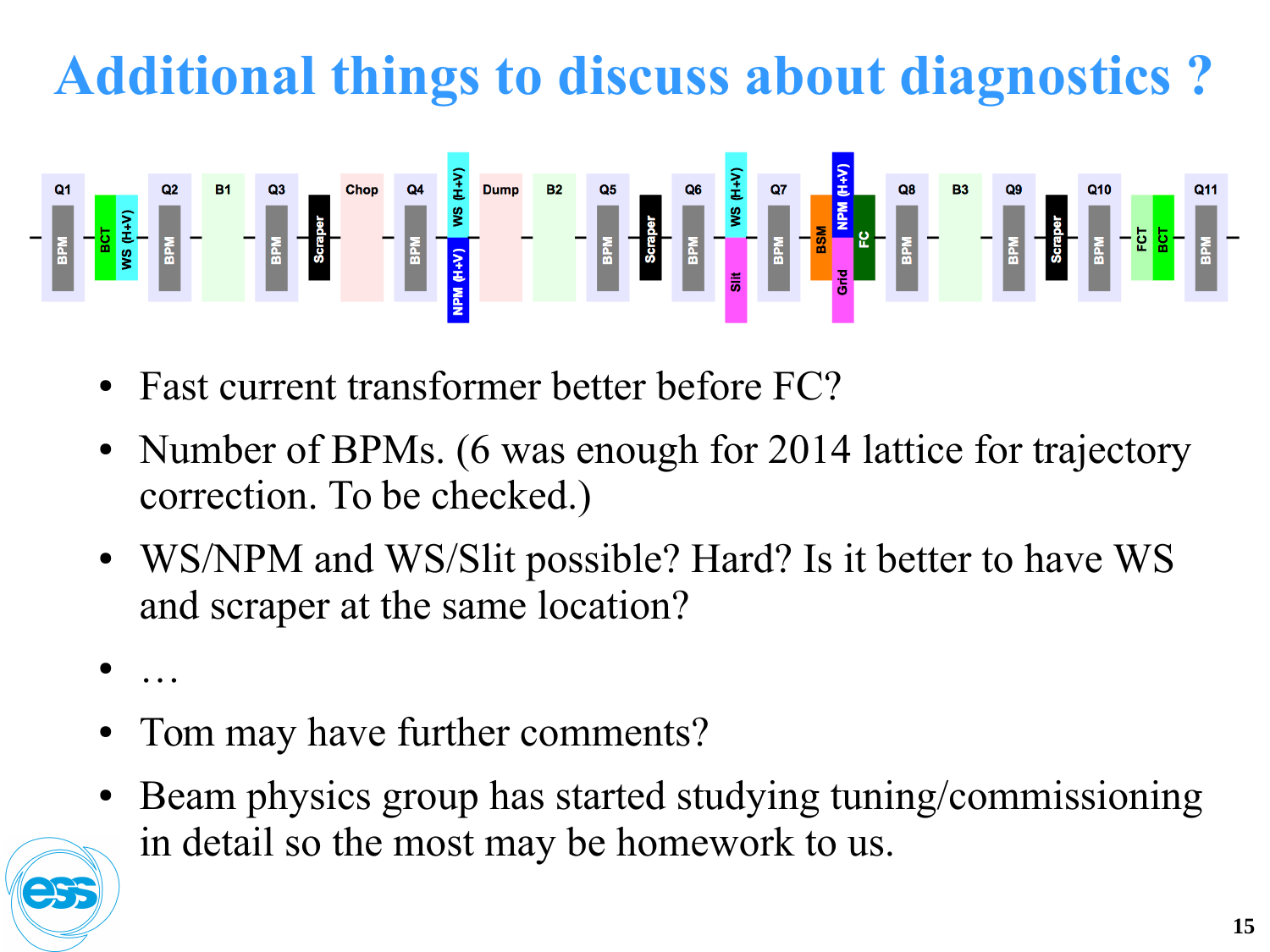# Additional things to discuss about diagnostics ?

- Fast current transformer better before FC?
- Number of BPMs. (6 was enough for 2014 lattice for trajectory correction. To be checked.)
- WS/NPM and WS/Slit possible? Hard? Is it better to have WS and scraper at the same location?
- …
- Tom may have further comments?
- Beam physics group has started studying tuning/commissioning in detail so the most may be homework to us.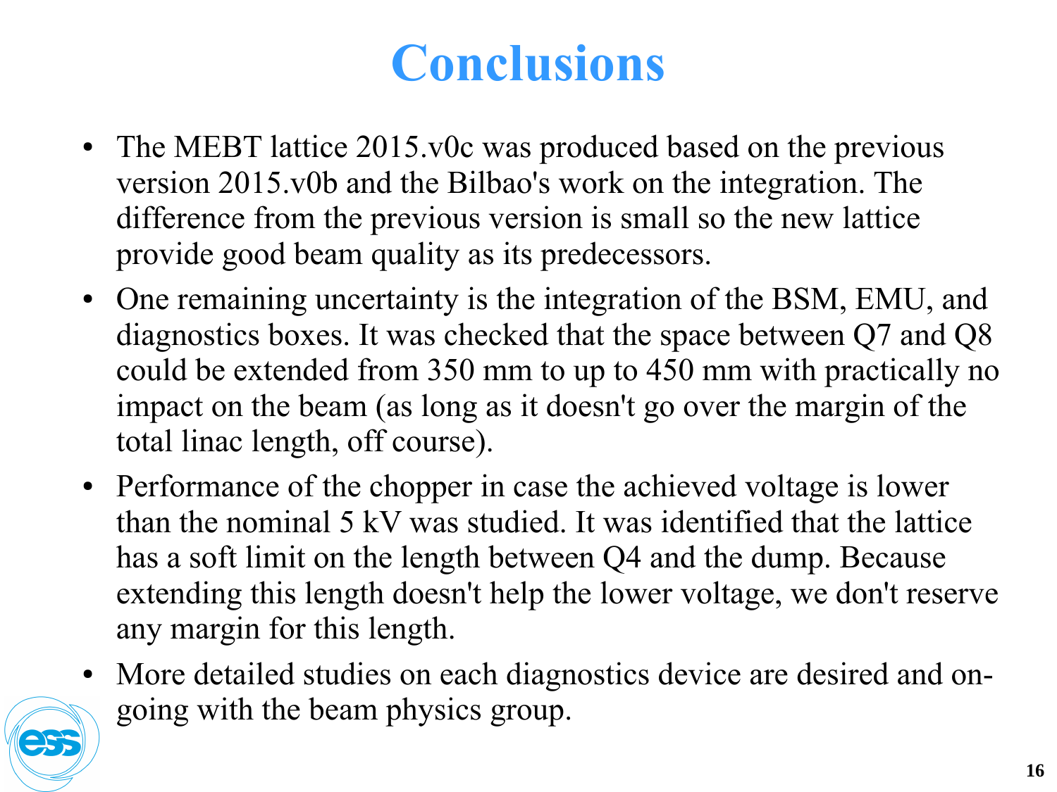# Conclusions

- The MEBT lattice 2015.v0c was produced based on the previous version 2015.v0b and the Bilbao's work on the integration. The difference from the previous version is small so the new lattice provide good beam quality as its predecessors.
- One remaining uncertainty is the integration of the BSM, EMU, and diagnostics boxes. It was checked that the space between Q7 and Q8 could be extended from 350 mm to up to 450 mm with practically no impact on the beam (as long as it doesn't go over the margin of the total linac length, off course).
- Performance of the chopper in case the achieved voltage is lower than the nominal 5 kV was studied. It was identified that the lattice has a soft limit on the length between Q4 and the dump. Because extending this length doesn't help the lower voltage, we don't reserve any margin for this length.
- More detailed studies on each diagnostics device are desired and on-going with the beam physics group.